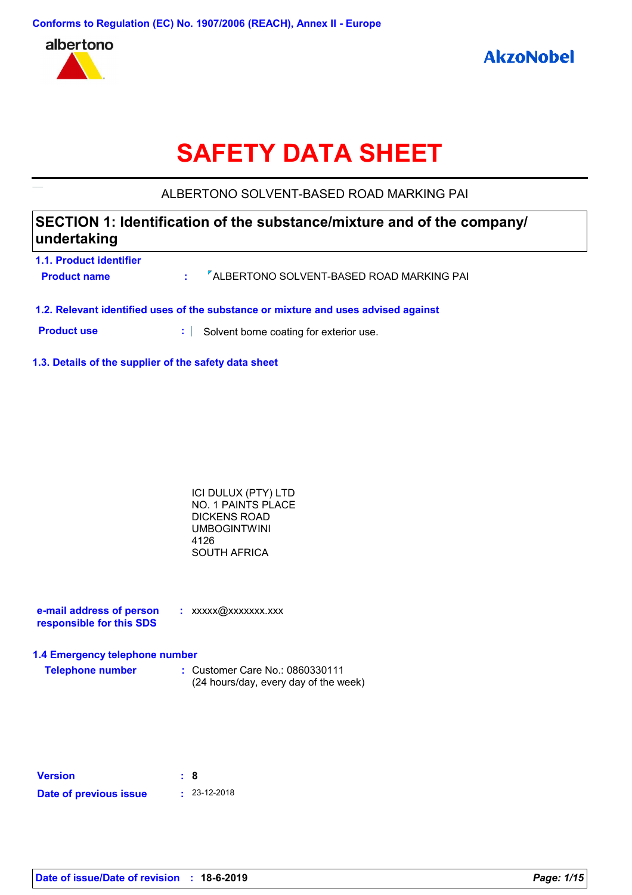Conforms to Regulation (EC) No. 1907/2006 (REACH), Annex II - Europe

albertono

AkzoNobel

# SAFETY DATA SHEET

ALBERTONO SOLVENT-BASED ROAD MARKING PAI

## SECTION 1: Identification of the substance/mixture and of the company/ undertaking

### 1.1. Product identifier

**Product name** : ALBERTONO SOLVENT-BASED ROAD MARKING PAI

### 1.2. Relevant identified uses of the substance or mixture and uses advised against

**Product use** : Solvent borne coating for exterior use.

### 1.3. Details of the supplier of the safety data sheet

ICI DULUX (PTY) LTD
NO. 1 PAINTS PLACE
DICKENS ROAD
UMBOGINTWINI
4126
SOUTH AFRICA

**e-mail address of person responsible for this SDS** : xxxxx@xxxxxxx.xxx

### 1.4 Emergency telephone number

**Telephone number** : Customer Care No.: 0860330111
(24 hours/day, every day of the week)

**Version** : **8**

**Date of previous issue** : 23-12-2018

**Date of issue/Date of revision** : **18-6-2019**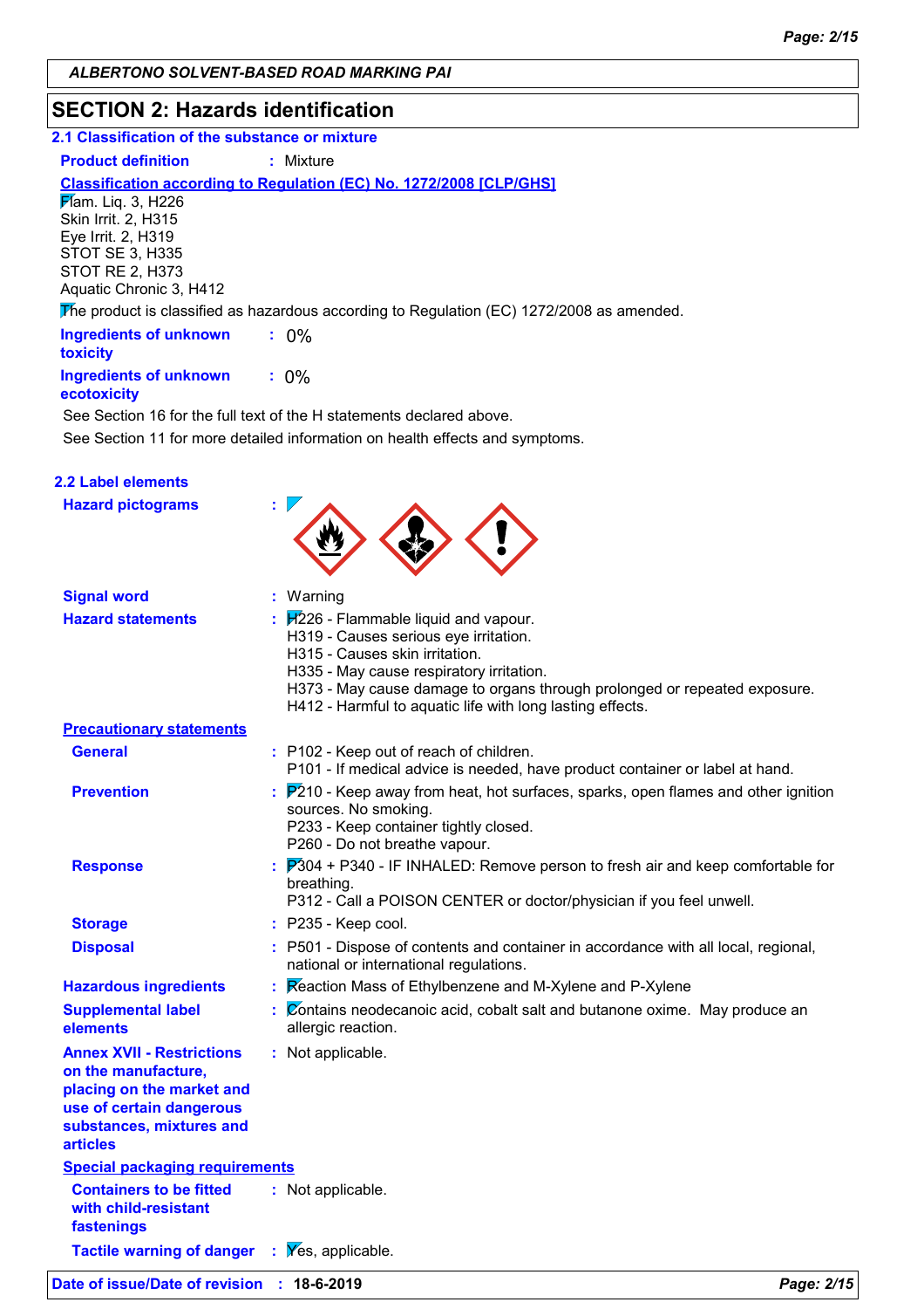ALBERTONO SOLVENT-BASED ROAD MARKING PAI

## SECTION 2: Hazards identification

### 2.1 Classification of the substance or mixture

**Product definition** : Mixture

**Classification according to Regulation (EC) No. 1272/2008 [CLP/GHS]**

Flam. Liq. 3, H226
Skin Irrit. 2, H315
Eye Irrit. 2, H319
STOT SE 3, H335
STOT RE 2, H373
Aquatic Chronic 3, H412

The product is classified as hazardous according to Regulation (EC) 1272/2008 as amended.

**Ingredients of unknown toxicity** : 0%

**Ingredients of unknown ecotoxicity** : 0%

See Section 16 for the full text of the H statements declared above.

See Section 11 for more detailed information on health effects and symptoms.

### 2.2 Label elements

**Hazard pictograms** :

**Signal word** : Warning

**Hazard statements** :
H226 - Flammable liquid and vapour.
H319 - Causes serious eye irritation.
H315 - Causes skin irritation.
H335 - May cause respiratory irritation.
H373 - May cause damage to organs through prolonged or repeated exposure.
H412 - Harmful to aquatic life with long lasting effects.

**Precautionary statements**

**General** :
P102 - Keep out of reach of children.
P101 - If medical advice is needed, have product container or label at hand.

**Prevention** :
P210 - Keep away from heat, hot surfaces, sparks, open flames and other ignition sources. No smoking.
P233 - Keep container tightly closed.
P260 - Do not breathe vapour.

**Response** :
P304 + P340 - IF INHALED: Remove person to fresh air and keep comfortable for breathing.
P312 - Call a POISON CENTER or doctor/physician if you feel unwell.

**Storage** : P235 - Keep cool.

**Disposal** : P501 - Dispose of contents and container in accordance with all local, regional, national or international regulations.

**Hazardous ingredients** : Reaction Mass of Ethylbenzene and M-Xylene and P-Xylene

**Supplemental label elements** : Contains neodecanoic acid, cobalt salt and butanone oxime. May produce an allergic reaction.

**Annex XVII - Restrictions on the manufacture, placing on the market and use of certain dangerous substances, mixtures and articles** : Not applicable.

**Special packaging requirements**

**Containers to be fitted with child-resistant fastenings** : Not applicable.

**Tactile warning of danger** : Yes, applicable.

**Date of issue/Date of revision** : 18-6-2019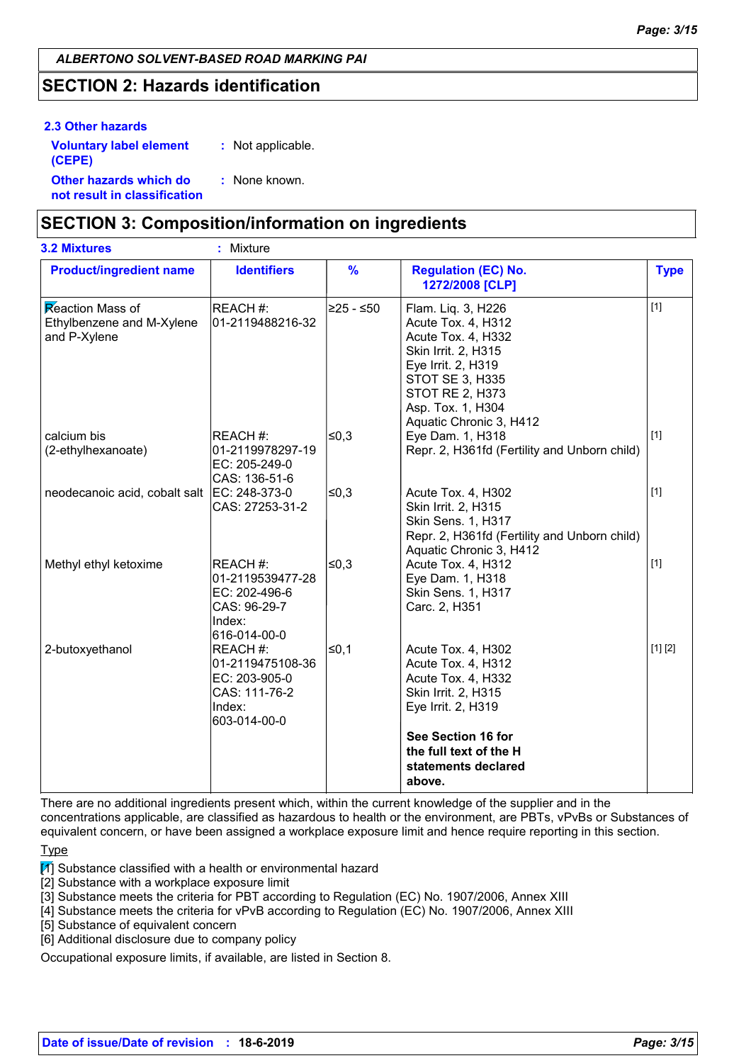## SECTION 2: Hazards identification

### 2.3 Other hazards

**Voluntary label element (CEPE)** : Not applicable.

**Other hazards which do not result in classification** : None known.

## SECTION 3: Composition/information on ingredients

**3.2 Mixtures** : Mixture

| Product/ingredient name | Identifiers | % | Regulation (EC) No. 1272/2008 [CLP] | Type |
|---|---|---|---|---|
| Reaction Mass of Ethylbenzene and M-Xylene and P-Xylene | REACH #: 01-2119488216-32 | ≥25 - ≤50 | Flam. Liq. 3, H226<br>Acute Tox. 4, H312<br>Acute Tox. 4, H332<br>Skin Irrit. 2, H315<br>Eye Irrit. 2, H319<br>STOT SE 3, H335<br>STOT RE 2, H373<br>Asp. Tox. 1, H304<br>Aquatic Chronic 3, H412 | [1] |
| calcium bis (2-ethylhexanoate) | REACH #: 01-2119978297-19<br>EC: 205-249-0<br>CAS: 136-51-6 | ≤0,3 | Eye Dam. 1, H318<br>Repr. 2, H361fd (Fertility and Unborn child) | [1] |
| neodecanoic acid, cobalt salt | EC: 248-373-0<br>CAS: 27253-31-2 | ≤0,3 | Acute Tox. 4, H302<br>Skin Irrit. 2, H315<br>Skin Sens. 1, H317<br>Repr. 2, H361fd (Fertility and Unborn child)<br>Aquatic Chronic 3, H412 | [1] |
| Methyl ethyl ketoxime | REACH #: 01-2119539477-28<br>EC: 202-496-6<br>CAS: 96-29-7<br>Index: 616-014-00-0 | ≤0,3 | Acute Tox. 4, H312<br>Eye Dam. 1, H318<br>Skin Sens. 1, H317<br>Carc. 2, H351 | [1] |
| 2-butoxyethanol | REACH #: 01-2119475108-36<br>EC: 203-905-0<br>CAS: 111-76-2<br>Index: 603-014-00-0 | ≤0,1 | Acute Tox. 4, H302<br>Acute Tox. 4, H312<br>Acute Tox. 4, H332<br>Skin Irrit. 2, H315<br>Eye Irrit. 2, H319<br><br>**See Section 16 for the full text of the H statements declared above.** | [1] [2] |

There are no additional ingredients present which, within the current knowledge of the supplier and in the concentrations applicable, are classified as hazardous to health or the environment, are PBTs, vPvBs or Substances of equivalent concern, or have been assigned a workplace exposure limit and hence require reporting in this section.

Type

[1] Substance classified with a health or environmental hazard
[2] Substance with a workplace exposure limit
[3] Substance meets the criteria for PBT according to Regulation (EC) No. 1907/2006, Annex XIII
[4] Substance meets the criteria for vPvB according to Regulation (EC) No. 1907/2006, Annex XIII
[5] Substance of equivalent concern
[6] Additional disclosure due to company policy

Occupational exposure limits, if available, are listed in Section 8.

**Date of issue/Date of revision : 18-6-2019**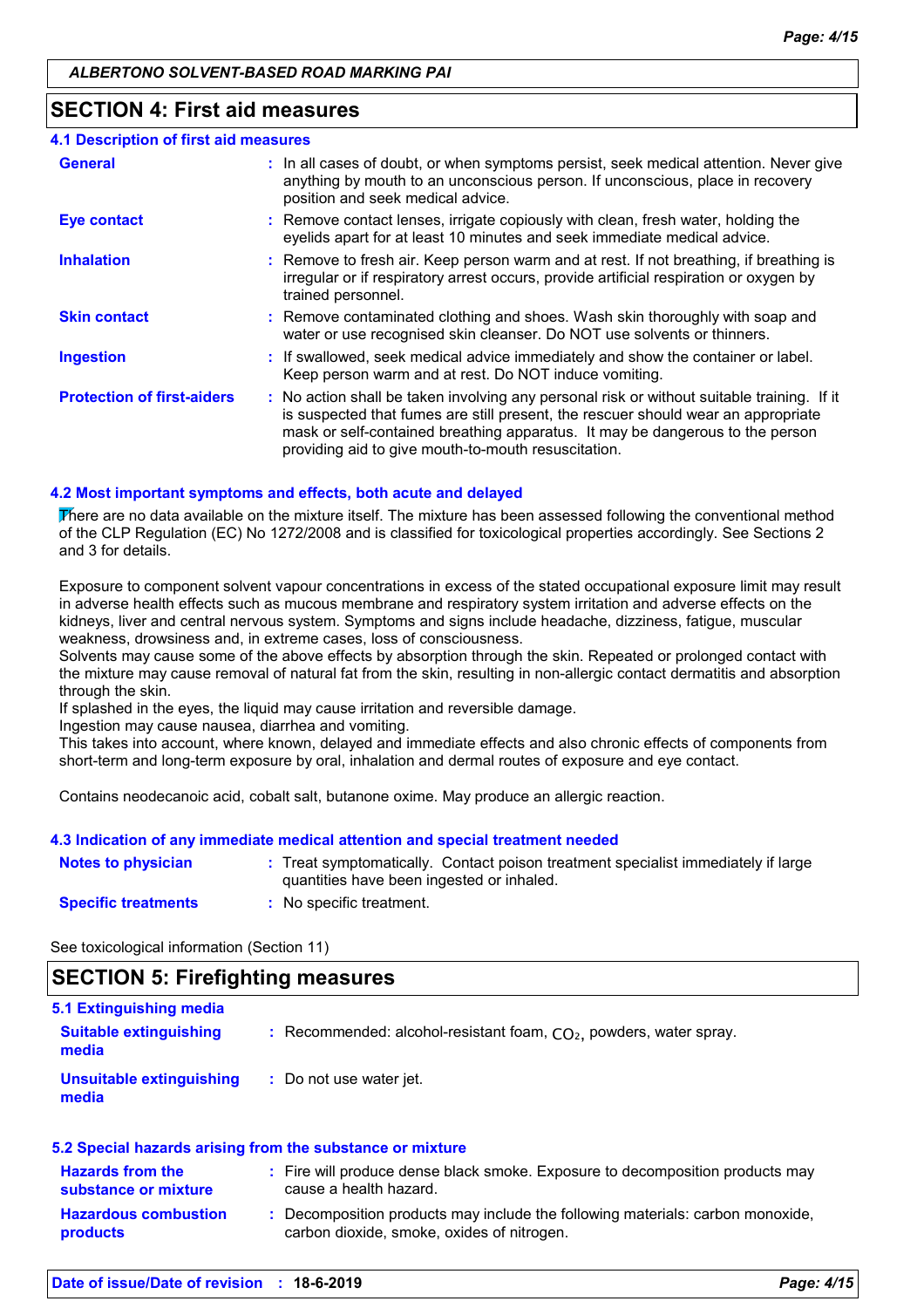ALBERTONO SOLVENT-BASED ROAD MARKING PAI

## SECTION 4: First aid measures

### 4.1 Description of first aid measures

| | |
|---|---|
| **General** | : In all cases of doubt, or when symptoms persist, seek medical attention. Never give anything by mouth to an unconscious person. If unconscious, place in recovery position and seek medical advice. |
| **Eye contact** | : Remove contact lenses, irrigate copiously with clean, fresh water, holding the eyelids apart for at least 10 minutes and seek immediate medical advice. |
| **Inhalation** | : Remove to fresh air. Keep person warm and at rest. If not breathing, if breathing is irregular or if respiratory arrest occurs, provide artificial respiration or oxygen by trained personnel. |
| **Skin contact** | : Remove contaminated clothing and shoes. Wash skin thoroughly with soap and water or use recognised skin cleanser. Do NOT use solvents or thinners. |
| **Ingestion** | : If swallowed, seek medical advice immediately and show the container or label. Keep person warm and at rest. Do NOT induce vomiting. |
| **Protection of first-aiders** | : No action shall be taken involving any personal risk or without suitable training. If it is suspected that fumes are still present, the rescuer should wear an appropriate mask or self-contained breathing apparatus. It may be dangerous to the person providing aid to give mouth-to-mouth resuscitation. |

### 4.2 Most important symptoms and effects, both acute and delayed

There are no data available on the mixture itself. The mixture has been assessed following the conventional method of the CLP Regulation (EC) No 1272/2008 and is classified for toxicological properties accordingly. See Sections 2 and 3 for details.

Exposure to component solvent vapour concentrations in excess of the stated occupational exposure limit may result in adverse health effects such as mucous membrane and respiratory system irritation and adverse effects on the kidneys, liver and central nervous system. Symptoms and signs include headache, dizziness, fatigue, muscular weakness, drowsiness and, in extreme cases, loss of consciousness.
Solvents may cause some of the above effects by absorption through the skin. Repeated or prolonged contact with the mixture may cause removal of natural fat from the skin, resulting in non-allergic contact dermatitis and absorption through the skin.
If splashed in the eyes, the liquid may cause irritation and reversible damage.
Ingestion may cause nausea, diarrhea and vomiting.
This takes into account, where known, delayed and immediate effects and also chronic effects of components from short-term and long-term exposure by oral, inhalation and dermal routes of exposure and eye contact.

Contains neodecanoic acid, cobalt salt, butanone oxime. May produce an allergic reaction.

### 4.3 Indication of any immediate medical attention and special treatment needed

| | |
|---|---|
| **Notes to physician** | : Treat symptomatically. Contact poison treatment specialist immediately if large quantities have been ingested or inhaled. |
| **Specific treatments** | : No specific treatment. |

See toxicological information (Section 11)

## SECTION 5: Firefighting measures

### 5.1 Extinguishing media

| | |
|---|---|
| **Suitable extinguishing media** | : Recommended: alcohol-resistant foam, $CO_2$, powders, water spray. |
| **Unsuitable extinguishing media** | : Do not use water jet. |

### 5.2 Special hazards arising from the substance or mixture

| | |
|---|---|
| **Hazards from the substance or mixture** | : Fire will produce dense black smoke. Exposure to decomposition products may cause a health hazard. |
| **Hazardous combustion products** | : Decomposition products may include the following materials: carbon monoxide, carbon dioxide, smoke, oxides of nitrogen. |

**Date of issue/Date of revision : 18-6-2019**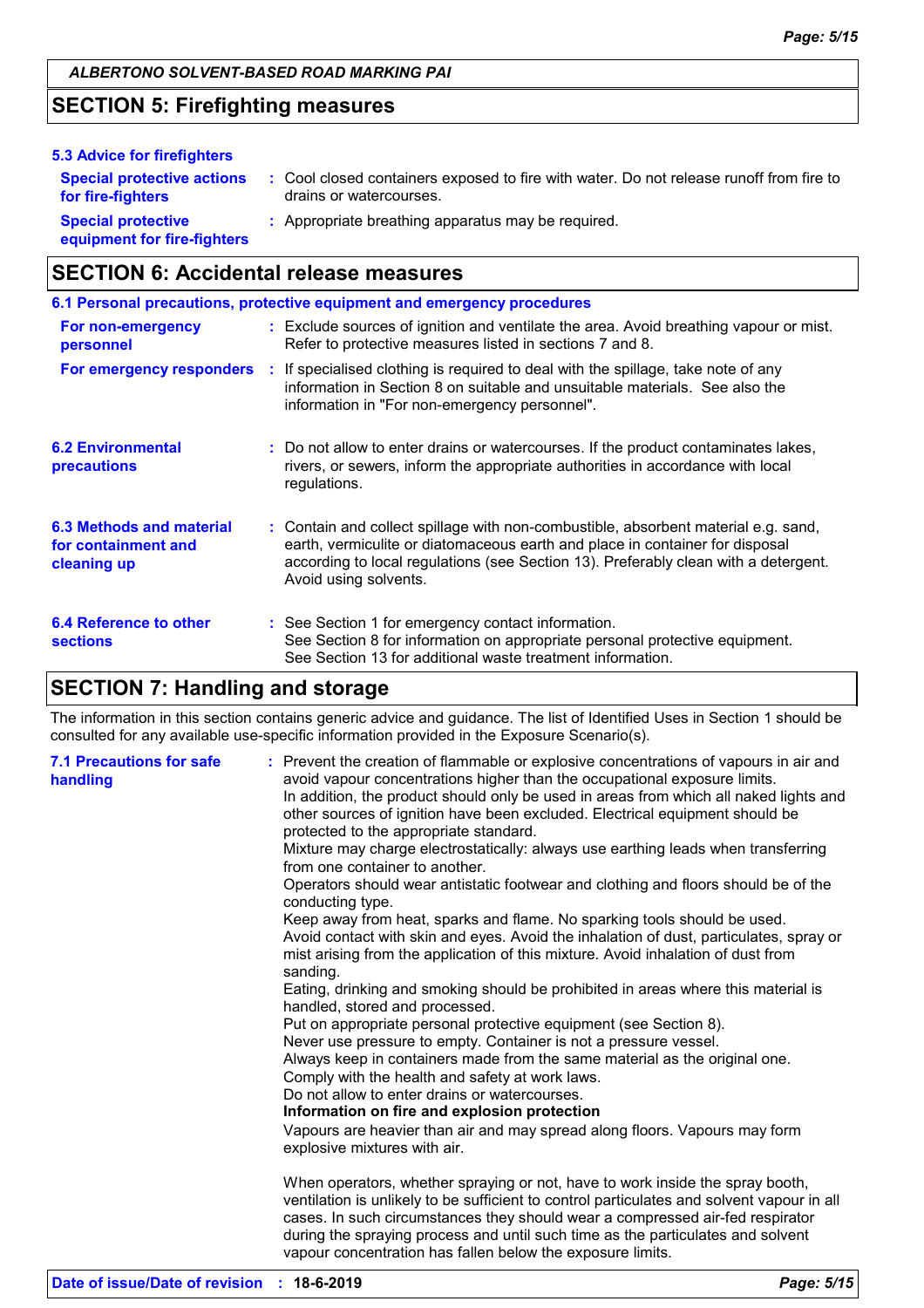## SECTION 5: Firefighting measures

### 5.3 Advice for firefighters

**Special protective actions for fire-fighters** : Cool closed containers exposed to fire with water. Do not release runoff from fire to drains or watercourses.

**Special protective equipment for fire-fighters** : Appropriate breathing apparatus may be required.

## SECTION 6: Accidental release measures

### 6.1 Personal precautions, protective equipment and emergency procedures

**For non-emergency personnel** : Exclude sources of ignition and ventilate the area. Avoid breathing vapour or mist. Refer to protective measures listed in sections 7 and 8.

**For emergency responders** : If specialised clothing is required to deal with the spillage, take note of any information in Section 8 on suitable and unsuitable materials. See also the information in "For non-emergency personnel".

**6.2 Environmental precautions** : Do not allow to enter drains or watercourses. If the product contaminates lakes, rivers, or sewers, inform the appropriate authorities in accordance with local regulations.

**6.3 Methods and material for containment and cleaning up** : Contain and collect spillage with non-combustible, absorbent material e.g. sand, earth, vermiculite or diatomaceous earth and place in container for disposal according to local regulations (see Section 13). Preferably clean with a detergent. Avoid using solvents.

**6.4 Reference to other sections** : See Section 1 for emergency contact information.
See Section 8 for information on appropriate personal protective equipment.
See Section 13 for additional waste treatment information.

## SECTION 7: Handling and storage

The information in this section contains generic advice and guidance. The list of Identified Uses in Section 1 should be consulted for any available use-specific information provided in the Exposure Scenario(s).

**7.1 Precautions for safe handling** : Prevent the creation of flammable or explosive concentrations of vapours in air and avoid vapour concentrations higher than the occupational exposure limits.
In addition, the product should only be used in areas from which all naked lights and other sources of ignition have been excluded. Electrical equipment should be protected to the appropriate standard.
Mixture may charge electrostatically: always use earthing leads when transferring from one container to another.
Operators should wear antistatic footwear and clothing and floors should be of the conducting type.
Keep away from heat, sparks and flame. No sparking tools should be used.
Avoid contact with skin and eyes. Avoid the inhalation of dust, particulates, spray or mist arising from the application of this mixture. Avoid inhalation of dust from sanding.
Eating, drinking and smoking should be prohibited in areas where this material is handled, stored and processed.
Put on appropriate personal protective equipment (see Section 8).
Never use pressure to empty. Container is not a pressure vessel.
Always keep in containers made from the same material as the original one.
Comply with the health and safety at work laws.
Do not allow to enter drains or watercourses.
**Information on fire and explosion protection**
Vapours are heavier than air and may spread along floors. Vapours may form explosive mixtures with air.

When operators, whether spraying or not, have to work inside the spray booth, ventilation is unlikely to be sufficient to control particulates and solvent vapour in all cases. In such circumstances they should wear a compressed air-fed respirator during the spraying process and until such time as the particulates and solvent vapour concentration has fallen below the exposure limits.

Date of issue/Date of revision : 18-6-2019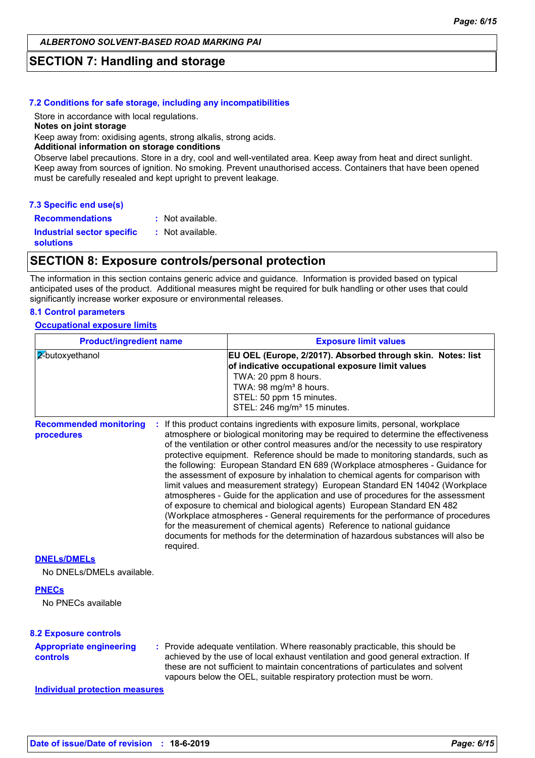## SECTION 7: Handling and storage

### 7.2 Conditions for safe storage, including any incompatibilities

Store in accordance with local regulations.

**Notes on joint storage**

Keep away from: oxidising agents, strong alkalis, strong acids.

**Additional information on storage conditions**

Observe label precautions. Store in a dry, cool and well-ventilated area. Keep away from heat and direct sunlight. Keep away from sources of ignition. No smoking. Prevent unauthorised access. Containers that have been opened must be carefully resealed and kept upright to prevent leakage.

### 7.3 Specific end use(s)

**Recommendations** : Not available.

**Industrial sector specific solutions** : Not available.

## SECTION 8: Exposure controls/personal protection

The information in this section contains generic advice and guidance. Information is provided based on typical anticipated uses of the product. Additional measures might be required for bulk handling or other uses that could significantly increase worker exposure or environmental releases.

### 8.1 Control parameters

**Occupational exposure limits**

| Product/ingredient name | Exposure limit values |
|---|---|
| 2-butoxyethanol | **EU OEL (Europe, 2/2017). Absorbed through skin. Notes: list of indicative occupational exposure limit values**<br>TWA: 20 ppm 8 hours.<br>TWA: 98 mg/m³ 8 hours.<br>STEL: 50 ppm 15 minutes.<br>STEL: 246 mg/m³ 15 minutes. |

**Recommended monitoring procedures** : If this product contains ingredients with exposure limits, personal, workplace atmosphere or biological monitoring may be required to determine the effectiveness of the ventilation or other control measures and/or the necessity to use respiratory protective equipment. Reference should be made to monitoring standards, such as the following: European Standard EN 689 (Workplace atmospheres - Guidance for the assessment of exposure by inhalation to chemical agents for comparison with limit values and measurement strategy) European Standard EN 14042 (Workplace atmospheres - Guide for the application and use of procedures for the assessment of exposure to chemical and biological agents) European Standard EN 482 (Workplace atmospheres - General requirements for the performance of procedures for the measurement of chemical agents) Reference to national guidance documents for methods for the determination of hazardous substances will also be required.

**DNELs/DMELs**

No DNELs/DMELs available.

**PNECs**

No PNECs available

### 8.2 Exposure controls

**Appropriate engineering controls** : Provide adequate ventilation. Where reasonably practicable, this should be achieved by the use of local exhaust ventilation and good general extraction. If these are not sufficient to maintain concentrations of particulates and solvent vapours below the OEL, suitable respiratory protection must be worn.

**Individual protection measures**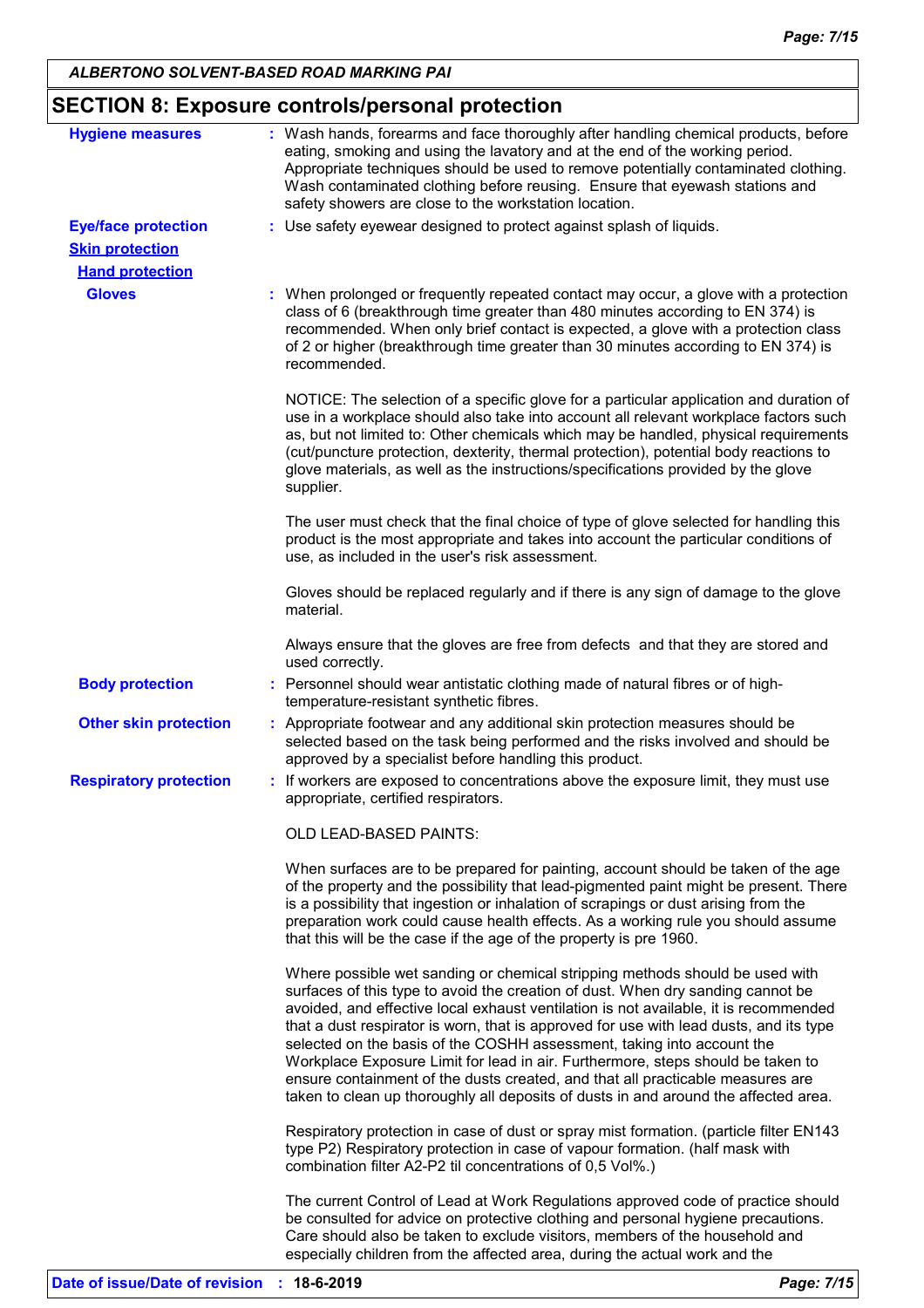## SECTION 8: Exposure controls/personal protection

**Hygiene measures** : Wash hands, forearms and face thoroughly after handling chemical products, before eating, smoking and using the lavatory and at the end of the working period. Appropriate techniques should be used to remove potentially contaminated clothing. Wash contaminated clothing before reusing. Ensure that eyewash stations and safety showers are close to the workstation location.

**Eye/face protection** : Use safety eyewear designed to protect against splash of liquids.

**Skin protection**

**Hand protection**

**Gloves** : When prolonged or frequently repeated contact may occur, a glove with a protection class of 6 (breakthrough time greater than 480 minutes according to EN 374) is recommended. When only brief contact is expected, a glove with a protection class of 2 or higher (breakthrough time greater than 30 minutes according to EN 374) is recommended.

NOTICE: The selection of a specific glove for a particular application and duration of use in a workplace should also take into account all relevant workplace factors such as, but not limited to: Other chemicals which may be handled, physical requirements (cut/puncture protection, dexterity, thermal protection), potential body reactions to glove materials, as well as the instructions/specifications provided by the glove supplier.

The user must check that the final choice of type of glove selected for handling this product is the most appropriate and takes into account the particular conditions of use, as included in the user's risk assessment.

Gloves should be replaced regularly and if there is any sign of damage to the glove material.

Always ensure that the gloves are free from defects and that they are stored and used correctly.

**Body protection** : Personnel should wear antistatic clothing made of natural fibres or of high-temperature-resistant synthetic fibres.

**Other skin protection** : Appropriate footwear and any additional skin protection measures should be selected based on the task being performed and the risks involved and should be approved by a specialist before handling this product.

**Respiratory protection** : If workers are exposed to concentrations above the exposure limit, they must use appropriate, certified respirators.

OLD LEAD-BASED PAINTS:

When surfaces are to be prepared for painting, account should be taken of the age of the property and the possibility that lead-pigmented paint might be present. There is a possibility that ingestion or inhalation of scrapings or dust arising from the preparation work could cause health effects. As a working rule you should assume that this will be the case if the age of the property is pre 1960.

Where possible wet sanding or chemical stripping methods should be used with surfaces of this type to avoid the creation of dust. When dry sanding cannot be avoided, and effective local exhaust ventilation is not available, it is recommended that a dust respirator is worn, that is approved for use with lead dusts, and its type selected on the basis of the COSHH assessment, taking into account the Workplace Exposure Limit for lead in air. Furthermore, steps should be taken to ensure containment of the dusts created, and that all practicable measures are taken to clean up thoroughly all deposits of dusts in and around the affected area.

Respiratory protection in case of dust or spray mist formation. (particle filter EN143 type P2) Respiratory protection in case of vapour formation. (half mask with combination filter A2-P2 til concentrations of 0,5 Vol%.)

The current Control of Lead at Work Regulations approved code of practice should be consulted for advice on protective clothing and personal hygiene precautions. Care should also be taken to exclude visitors, members of the household and especially children from the affected area, during the actual work and the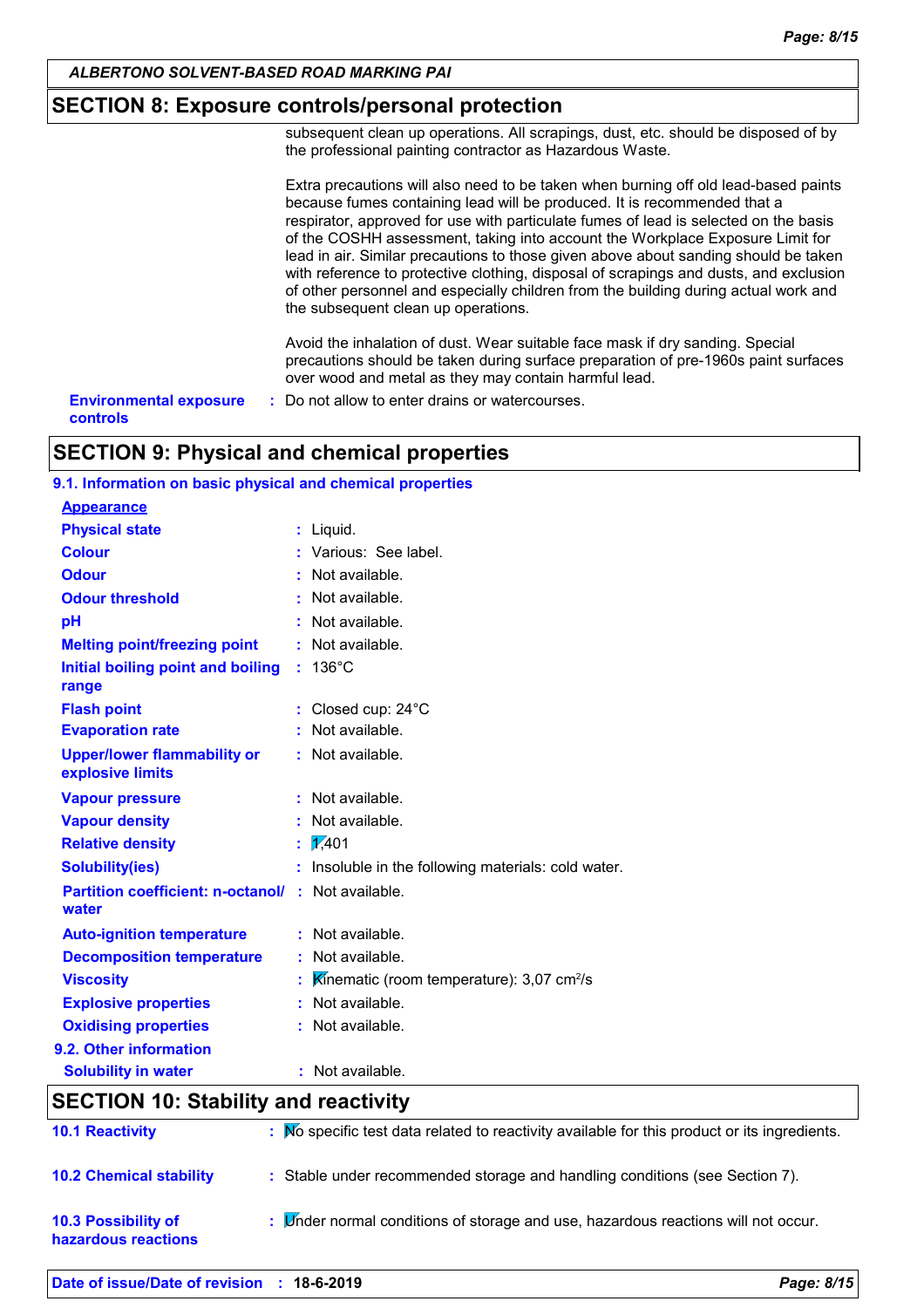## SECTION 8: Exposure controls/personal protection

subsequent clean up operations. All scrapings, dust, etc. should be disposed of by the professional painting contractor as Hazardous Waste.

Extra precautions will also need to be taken when burning off old lead-based paints because fumes containing lead will be produced. It is recommended that a respirator, approved for use with particulate fumes of lead is selected on the basis of the COSHH assessment, taking into account the Workplace Exposure Limit for lead in air. Similar precautions to those given above about sanding should be taken with reference to protective clothing, disposal of scrapings and dusts, and exclusion of other personnel and especially children from the building during actual work and the subsequent clean up operations.

Avoid the inhalation of dust. Wear suitable face mask if dry sanding. Special precautions should be taken during surface preparation of pre-1960s paint surfaces over wood and metal as they may contain harmful lead.

**Environmental exposure controls** : Do not allow to enter drains or watercourses.

## SECTION 9: Physical and chemical properties

### 9.1. Information on basic physical and chemical properties

**Appearance**

| Property | Value |
|---|---|
| **Physical state** | Liquid. |
| **Colour** | Various: See label. |
| **Odour** | Not available. |
| **Odour threshold** | Not available. |
| **pH** | Not available. |
| **Melting point/freezing point** | Not available. |
| **Initial boiling point and boiling range** | 136°C |
| **Flash point** | Closed cup: 24°C |
| **Evaporation rate** | Not available. |
| **Upper/lower flammability or explosive limits** | Not available. |
| **Vapour pressure** | Not available. |
| **Vapour density** | Not available. |
| **Relative density** | 1,401 |
| **Solubility(ies)** | Insoluble in the following materials: cold water. |
| **Partition coefficient: n-octanol/ water** | Not available. |
| **Auto-ignition temperature** | Not available. |
| **Decomposition temperature** | Not available. |
| **Viscosity** | Kinematic (room temperature): 3,07 $cm^2/s$ |
| **Explosive properties** | Not available. |
| **Oxidising properties** | Not available. |

### 9.2. Other information

| Property | Value |
|---|---|
| **Solubility in water** | Not available. |

## SECTION 10: Stability and reactivity

**10.1 Reactivity** : No specific test data related to reactivity available for this product or its ingredients.

**10.2 Chemical stability** : Stable under recommended storage and handling conditions (see Section 7).

**10.3 Possibility of hazardous reactions** : Under normal conditions of storage and use, hazardous reactions will not occur.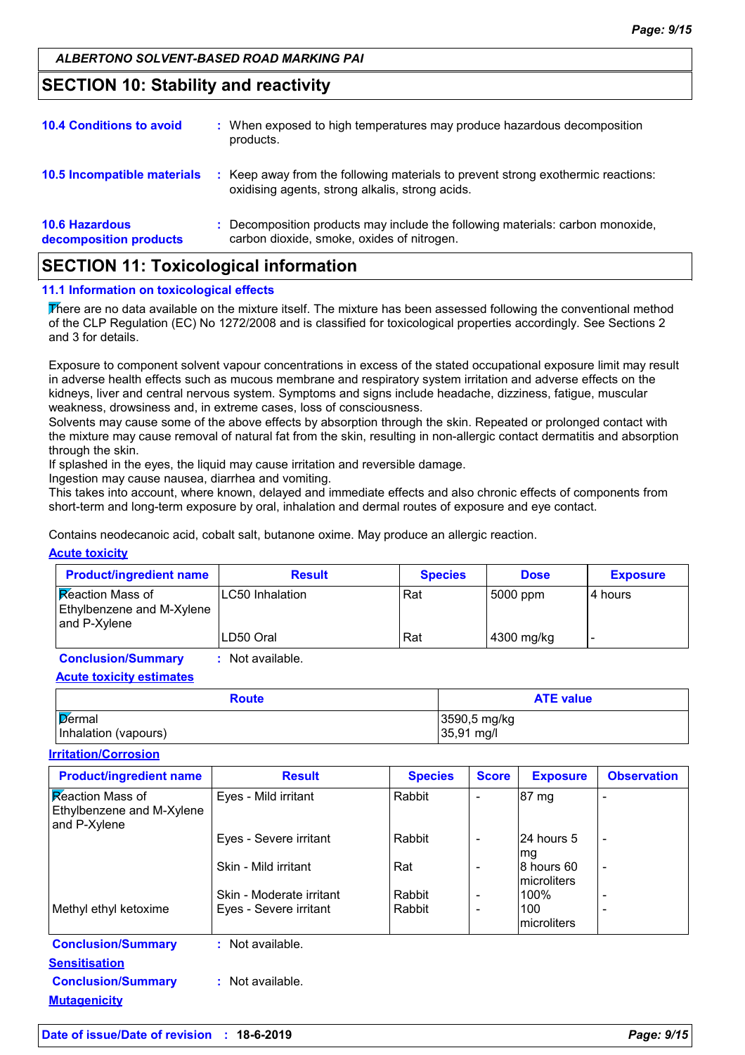ALBERTONO SOLVENT-BASED ROAD MARKING PAI

## SECTION 10: Stability and reactivity

**10.4 Conditions to avoid** : When exposed to high temperatures may produce hazardous decomposition products.

**10.5 Incompatible materials** : Keep away from the following materials to prevent strong exothermic reactions: oxidising agents, strong alkalis, strong acids.

**10.6 Hazardous decomposition products** : Decomposition products may include the following materials: carbon monoxide, carbon dioxide, smoke, oxides of nitrogen.

## SECTION 11: Toxicological information

### 11.1 Information on toxicological effects

There are no data available on the mixture itself. The mixture has been assessed following the conventional method of the CLP Regulation (EC) No 1272/2008 and is classified for toxicological properties accordingly. See Sections 2 and 3 for details.

Exposure to component solvent vapour concentrations in excess of the stated occupational exposure limit may result in adverse health effects such as mucous membrane and respiratory system irritation and adverse effects on the kidneys, liver and central nervous system. Symptoms and signs include headache, dizziness, fatigue, muscular weakness, drowsiness and, in extreme cases, loss of consciousness.
Solvents may cause some of the above effects by absorption through the skin. Repeated or prolonged contact with the mixture may cause removal of natural fat from the skin, resulting in non-allergic contact dermatitis and absorption through the skin.
If splashed in the eyes, the liquid may cause irritation and reversible damage.
Ingestion may cause nausea, diarrhea and vomiting.
This takes into account, where known, delayed and immediate effects and also chronic effects of components from short-term and long-term exposure by oral, inhalation and dermal routes of exposure and eye contact.

Contains neodecanoic acid, cobalt salt, butanone oxime. May produce an allergic reaction.

**Acute toxicity**

| Product/ingredient name | Result | Species | Dose | Exposure |
|---|---|---|---|---|
| Reaction Mass of Ethylbenzene and M-Xylene and P-Xylene | LC50 Inhalation | Rat | 5000 ppm | 4 hours |
| | LD50 Oral | Rat | 4300 mg/kg | - |

**Conclusion/Summary** : Not available.

**Acute toxicity estimates**

| Route | ATE value |
|---|---|
| Dermal | 3590,5 mg/kg |
| Inhalation (vapours) | 35,91 mg/l |

**Irritation/Corrosion**

| Product/ingredient name | Result | Species | Score | Exposure | Observation |
|---|---|---|---|---|---|
| Reaction Mass of Ethylbenzene and M-Xylene and P-Xylene | Eyes - Mild irritant | Rabbit | - | 87 mg | - |
| | Eyes - Severe irritant | Rabbit | - | 24 hours 5 mg | - |
| | Skin - Mild irritant | Rat | - | 8 hours 60 microliters | - |
| | Skin - Moderate irritant | Rabbit | - | 100% | - |
| Methyl ethyl ketoxime | Eyes - Severe irritant | Rabbit | - | 100 microliters | - |

**Conclusion/Summary** : Not available.

**Sensitisation**

**Conclusion/Summary** : Not available.

**Mutagenicity**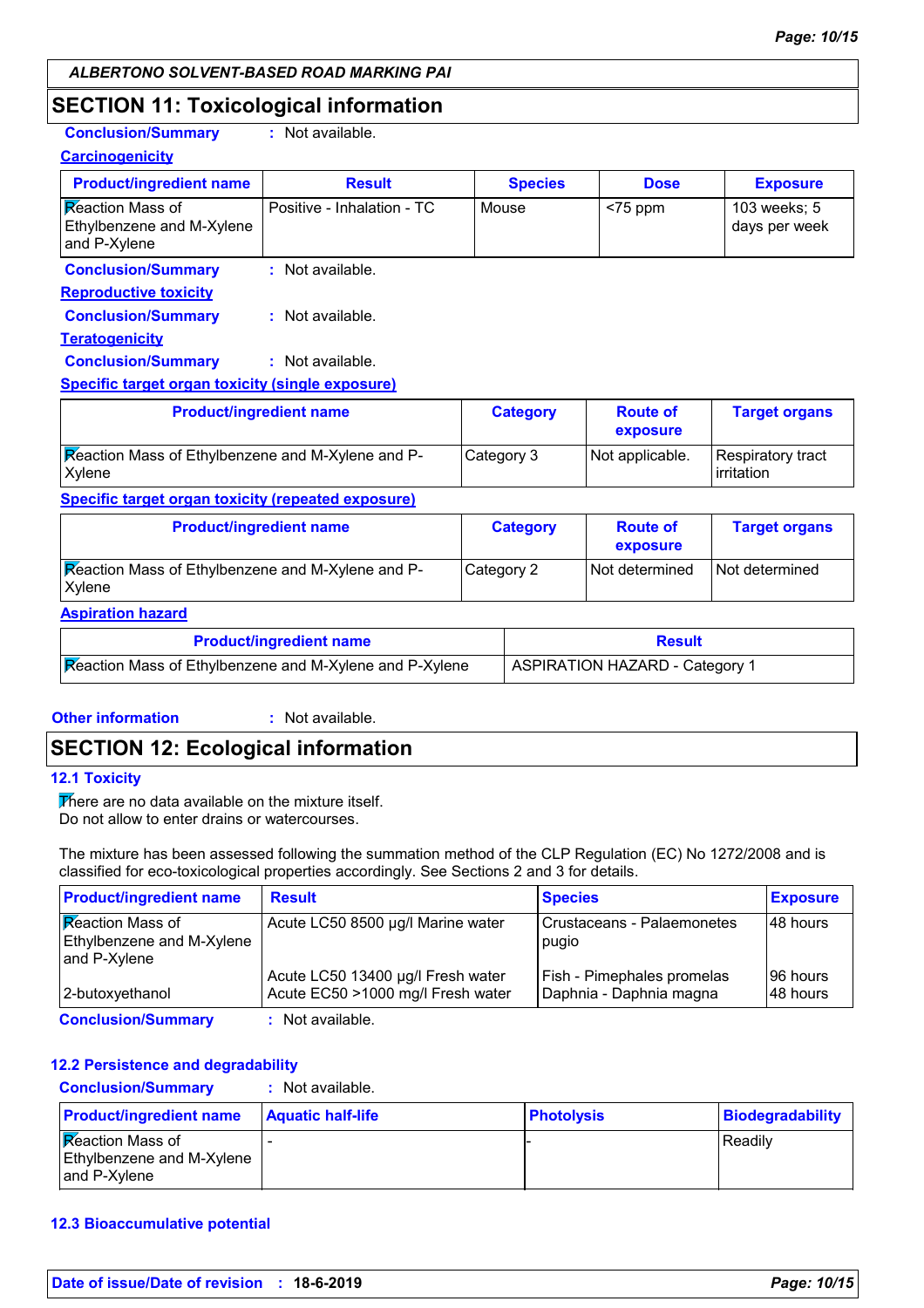## SECTION 11: Toxicological information

**Conclusion/Summary** : Not available.

**Carcinogenicity**

| Product/ingredient name | Result | Species | Dose | Exposure |
|---|---|---|---|---|
| Reaction Mass of Ethylbenzene and M-Xylene and P-Xylene | Positive - Inhalation - TC | Mouse | <75 ppm | 103 weeks; 5 days per week |

**Conclusion/Summary** : Not available.

**Reproductive toxicity**

**Conclusion/Summary** : Not available.

**Teratogenicity**

**Conclusion/Summary** : Not available.

**Specific target organ toxicity (single exposure)**

| Product/ingredient name | Category | Route of exposure | Target organs |
|---|---|---|---|
| Reaction Mass of Ethylbenzene and M-Xylene and P-Xylene | Category 3 | Not applicable. | Respiratory tract irritation |

**Specific target organ toxicity (repeated exposure)**

| Product/ingredient name | Category | Route of exposure | Target organs |
|---|---|---|---|
| Reaction Mass of Ethylbenzene and M-Xylene and P-Xylene | Category 2 | Not determined | Not determined |

**Aspiration hazard**

| Product/ingredient name | Result |
|---|---|
| Reaction Mass of Ethylbenzene and M-Xylene and P-Xylene | ASPIRATION HAZARD - Category 1 |

**Other information** : Not available.

## SECTION 12: Ecological information

### 12.1 Toxicity

There are no data available on the mixture itself.
Do not allow to enter drains or watercourses.

The mixture has been assessed following the summation method of the CLP Regulation (EC) No 1272/2008 and is classified for eco-toxicological properties accordingly. See Sections 2 and 3 for details.

| Product/ingredient name | Result | Species | Exposure |
|---|---|---|---|
| Reaction Mass of Ethylbenzene and M-Xylene and P-Xylene | Acute LC50 8500 µg/l Marine water | Crustaceans - Palaemonetes pugio | 48 hours |
| | Acute LC50 13400 µg/l Fresh water | Fish - Pimephales promelas | 96 hours |
| 2-butoxyethanol | Acute EC50 >1000 mg/l Fresh water | Daphnia - Daphnia magna | 48 hours |

**Conclusion/Summary** : Not available.

### 12.2 Persistence and degradability

**Conclusion/Summary** : Not available.

| Product/ingredient name | Aquatic half-life | Photolysis | Biodegradability |
|---|---|---|---|
| Reaction Mass of Ethylbenzene and M-Xylene and P-Xylene | - | - | Readily |

### 12.3 Bioaccumulative potential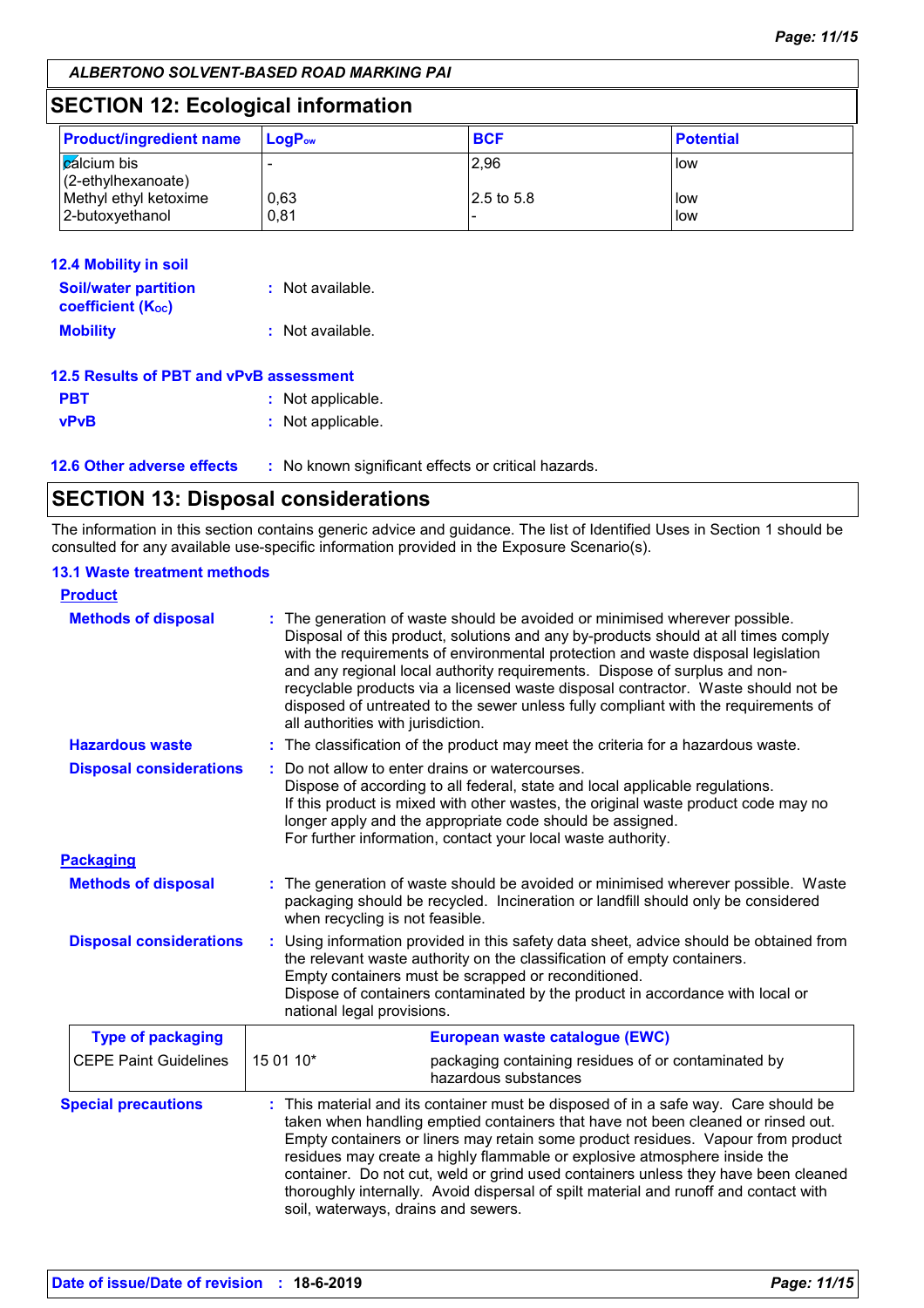## SECTION 12: Ecological information

| Product/ingredient name | $LogP_{ow}$ | BCF | Potential |
|---|---|---|---|
| calcium bis (2-ethylhexanoate) | - | 2,96 | low |
| Methyl ethyl ketoxime | 0,63 | 2.5 to 5.8 | low |
| 2-butoxyethanol | 0,81 | - | low |

### 12.4 Mobility in soil

**Soil/water partition coefficient ($K_{OC}$)** : Not available.

**Mobility** : Not available.

### 12.5 Results of PBT and vPvB assessment

**PBT** : Not applicable.

**vPvB** : Not applicable.

### 12.6 Other adverse effects : No known significant effects or critical hazards.

## SECTION 13: Disposal considerations

The information in this section contains generic advice and guidance. The list of Identified Uses in Section 1 should be consulted for any available use-specific information provided in the Exposure Scenario(s).

### 13.1 Waste treatment methods

**Product**

**Methods of disposal** : The generation of waste should be avoided or minimised wherever possible. Disposal of this product, solutions and any by-products should at all times comply with the requirements of environmental protection and waste disposal legislation and any regional local authority requirements. Dispose of surplus and non-recyclable products via a licensed waste disposal contractor. Waste should not be disposed of untreated to the sewer unless fully compliant with the requirements of all authorities with jurisdiction.

**Hazardous waste** : The classification of the product may meet the criteria for a hazardous waste.

**Disposal considerations** : Do not allow to enter drains or watercourses.
Dispose of according to all federal, state and local applicable regulations.
If this product is mixed with other wastes, the original waste product code may no longer apply and the appropriate code should be assigned.
For further information, contact your local waste authority.

**Packaging**

**Methods of disposal** : The generation of waste should be avoided or minimised wherever possible. Waste packaging should be recycled. Incineration or landfill should only be considered when recycling is not feasible.

**Disposal considerations** : Using information provided in this safety data sheet, advice should be obtained from the relevant waste authority on the classification of empty containers.
Empty containers must be scrapped or reconditioned.
Dispose of containers contaminated by the product in accordance with local or national legal provisions.

| Type of packaging | European waste catalogue (EWC) | |
|---|---|---|
| CEPE Paint Guidelines | 15 01 10* | packaging containing residues of or contaminated by hazardous substances |

**Special precautions** : This material and its container must be disposed of in a safe way. Care should be taken when handling emptied containers that have not been cleaned or rinsed out. Empty containers or liners may retain some product residues. Vapour from product residues may create a highly flammable or explosive atmosphere inside the container. Do not cut, weld or grind used containers unless they have been cleaned thoroughly internally. Avoid dispersal of spilt material and runoff and contact with soil, waterways, drains and sewers.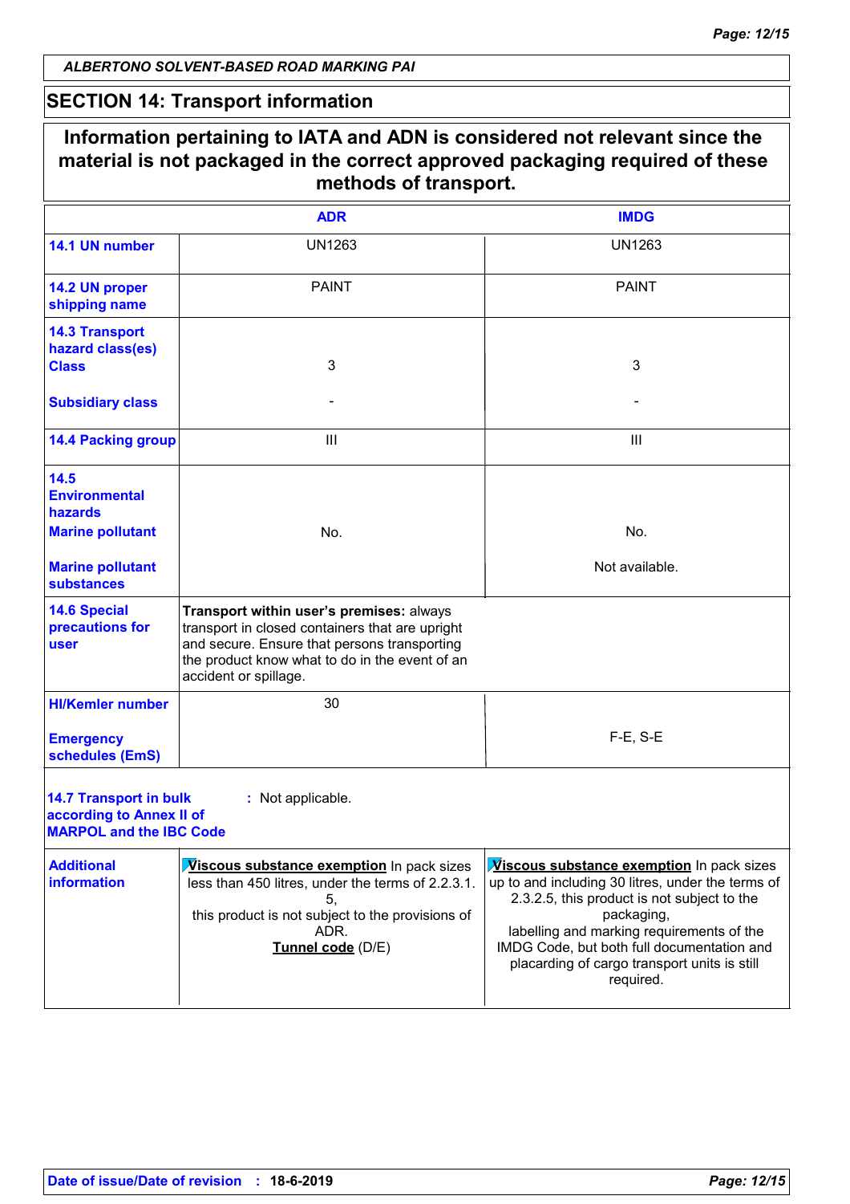## SECTION 14: Transport information

**Information pertaining to IATA and ADN is considered not relevant since the material is not packaged in the correct approved packaging required of these methods of transport.**

| | ADR | IMDG |
|---|---|---|
| **14.1 UN number** | UN1263 | UN1263 |
| **14.2 UN proper shipping name** | PAINT | PAINT |
| **14.3 Transport hazard class(es)** **Class** | 3 | 3 |
| **Subsidiary class** | - | - |
| **14.4 Packing group** | III | III |
| **14.5 Environmental hazards** **Marine pollutant** | No. | No. |
| **Marine pollutant substances** | | Not available. |
| **14.6 Special precautions for user** | **Transport within user's premises:** always transport in closed containers that are upright and secure. Ensure that persons transporting the product know what to do in the event of an accident or spillage. | |
| **HI/Kemler number** | 30 | |
| **Emergency schedules (EmS)** | | F-E, S-E |

**14.7 Transport in bulk according to Annex II of MARPOL and the IBC Code** : Not applicable.

| | ADR | IMDG |
|---|---|---|
| **Additional information** | **Viscous substance exemption** In pack sizes less than 450 litres, under the terms of 2.2.3.1.5, this product is not subject to the provisions of ADR. **Tunnel code** (D/E) | **Viscous substance exemption** In pack sizes up to and including 30 litres, under the terms of 2.3.2.5, this product is not subject to the packaging, labelling and marking requirements of the IMDG Code, but both full documentation and placarding of cargo transport units is still required. |

**Date of issue/Date of revision** : **18-6-2019**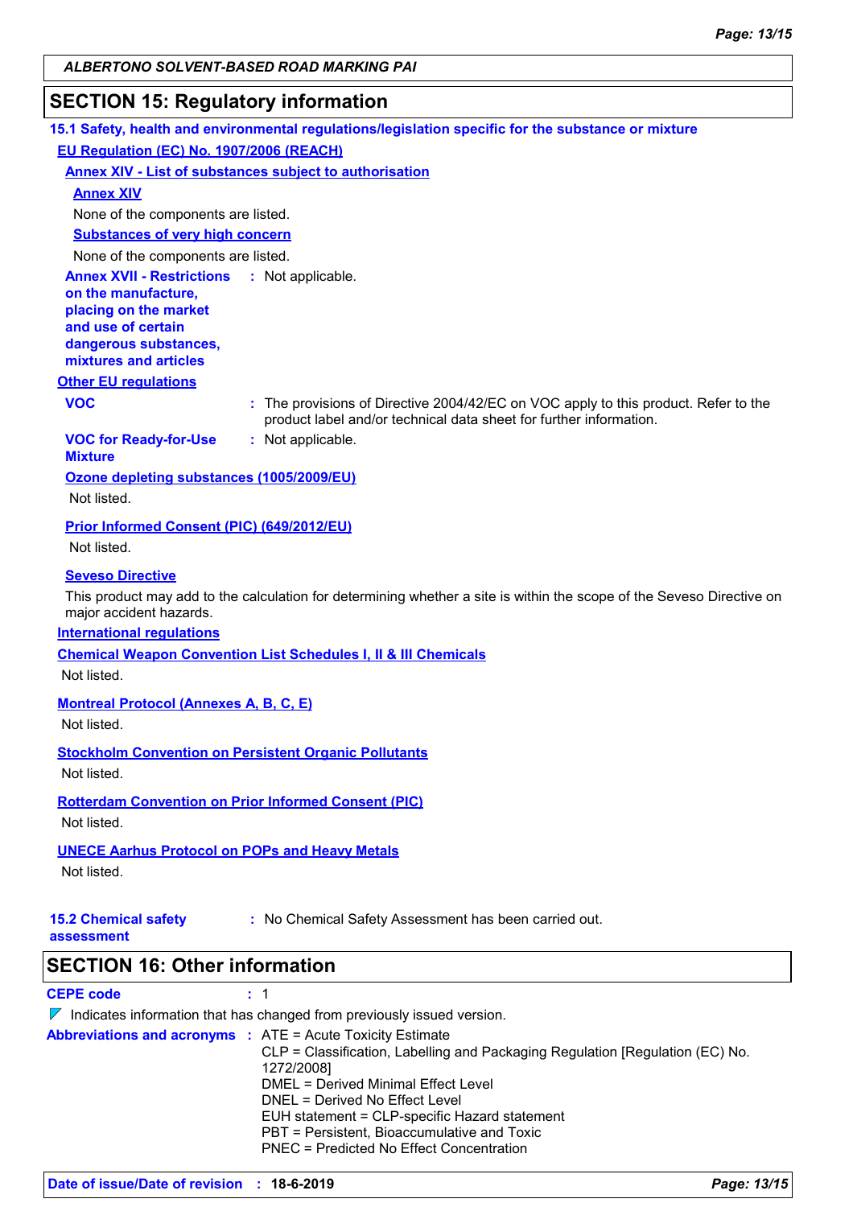## SECTION 15: Regulatory information

**15.1 Safety, health and environmental regulations/legislation specific for the substance or mixture**

**EU Regulation (EC) No. 1907/2006 (REACH)**

**Annex XIV - List of substances subject to authorisation**

**Annex XIV**

None of the components are listed.

**Substances of very high concern**

None of the components are listed.

**Annex XVII - Restrictions on the manufacture, placing on the market and use of certain dangerous substances, mixtures and articles** : Not applicable.

**Other EU regulations**

**VOC** : The provisions of Directive 2004/42/EC on VOC apply to this product. Refer to the product label and/or technical data sheet for further information.

**VOC for Ready-for-Use Mixture** : Not applicable.

**Ozone depleting substances (1005/2009/EU)**

Not listed.

**Prior Informed Consent (PIC) (649/2012/EU)**

Not listed.

**Seveso Directive**

This product may add to the calculation for determining whether a site is within the scope of the Seveso Directive on major accident hazards.

**International regulations**

**Chemical Weapon Convention List Schedules I, II & III Chemicals**

Not listed.

**Montreal Protocol (Annexes A, B, C, E)**

Not listed.

**Stockholm Convention on Persistent Organic Pollutants**

Not listed.

**Rotterdam Convention on Prior Informed Consent (PIC)**

Not listed.

**UNECE Aarhus Protocol on POPs and Heavy Metals**

Not listed.

**15.2 Chemical safety assessment** : No Chemical Safety Assessment has been carried out.

## SECTION 16: Other information

**CEPE code** : 1

Indicates information that has changed from previously issued version.

**Abbreviations and acronyms** :
ATE = Acute Toxicity Estimate
CLP = Classification, Labelling and Packaging Regulation [Regulation (EC) No. 1272/2008]
DMEL = Derived Minimal Effect Level
DNEL = Derived No Effect Level
EUH statement = CLP-specific Hazard statement
PBT = Persistent, Bioaccumulative and Toxic
PNEC = Predicted No Effect Concentration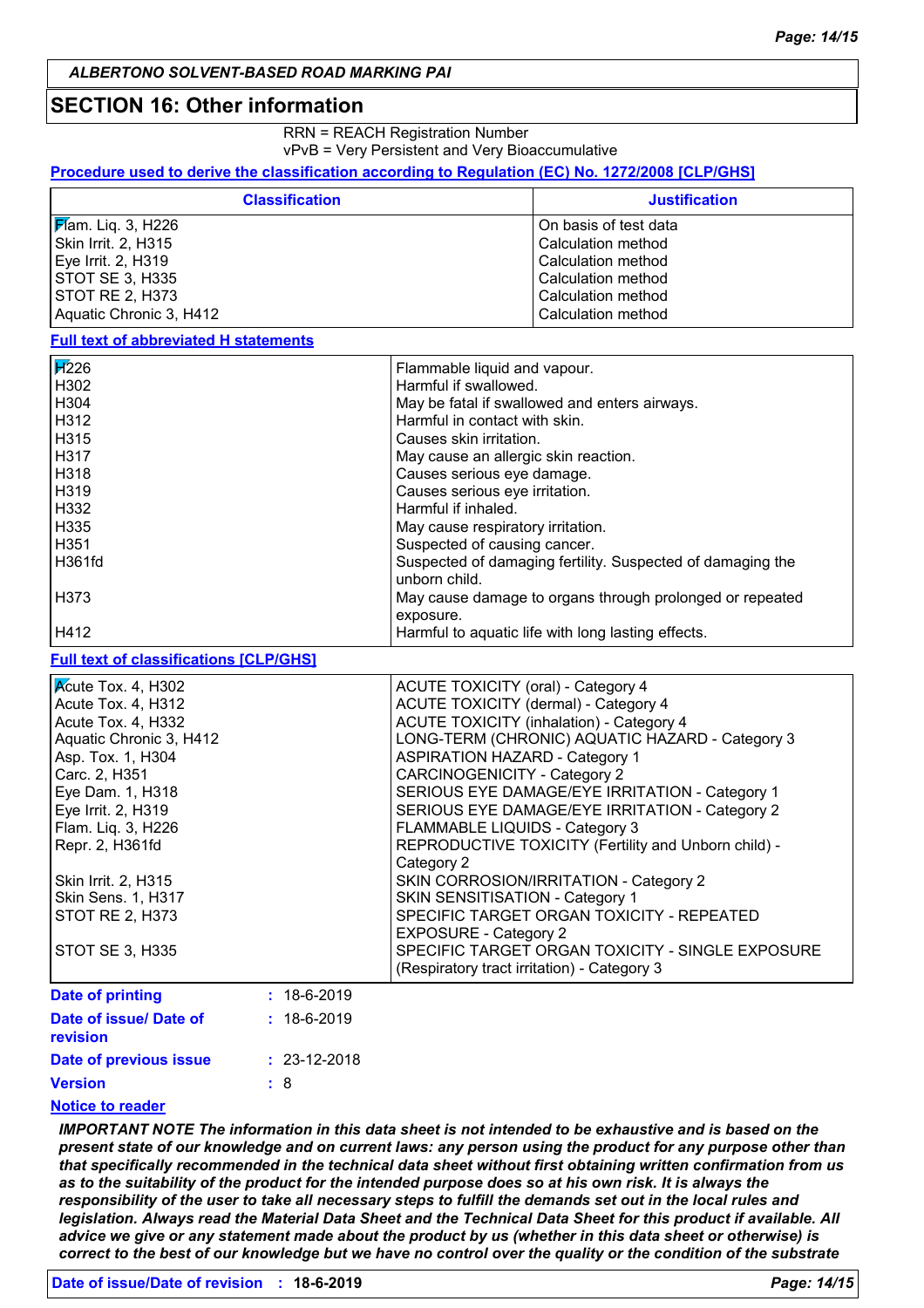## SECTION 16: Other information

RRN = REACH Registration Number
vPvB = Very Persistent and Very Bioaccumulative

**Procedure used to derive the classification according to Regulation (EC) No. 1272/2008 [CLP/GHS]**

| Classification | Justification |
|---|---|
| Flam. Liq. 3, H226 | On basis of test data |
| Skin Irrit. 2, H315 | Calculation method |
| Eye Irrit. 2, H319 | Calculation method |
| STOT SE 3, H335 | Calculation method |
| STOT RE 2, H373 | Calculation method |
| Aquatic Chronic 3, H412 | Calculation method |

**Full text of abbreviated H statements**

| | |
|---|---|
| H226 | Flammable liquid and vapour. |
| H302 | Harmful if swallowed. |
| H304 | May be fatal if swallowed and enters airways. |
| H312 | Harmful in contact with skin. |
| H315 | Causes skin irritation. |
| H317 | May cause an allergic skin reaction. |
| H318 | Causes serious eye damage. |
| H319 | Causes serious eye irritation. |
| H332 | Harmful if inhaled. |
| H335 | May cause respiratory irritation. |
| H351 | Suspected of causing cancer. |
| H361fd | Suspected of damaging fertility. Suspected of damaging the unborn child. |
| H373 | May cause damage to organs through prolonged or repeated exposure. |
| H412 | Harmful to aquatic life with long lasting effects. |

**Full text of classifications [CLP/GHS]**

| | |
|---|---|
| Acute Tox. 4, H302 | ACUTE TOXICITY (oral) - Category 4 |
| Acute Tox. 4, H312 | ACUTE TOXICITY (dermal) - Category 4 |
| Acute Tox. 4, H332 | ACUTE TOXICITY (inhalation) - Category 4 |
| Aquatic Chronic 3, H412 | LONG-TERM (CHRONIC) AQUATIC HAZARD - Category 3 |
| Asp. Tox. 1, H304 | ASPIRATION HAZARD - Category 1 |
| Carc. 2, H351 | CARCINOGENICITY - Category 2 |
| Eye Dam. 1, H318 | SERIOUS EYE DAMAGE/EYE IRRITATION - Category 1 |
| Eye Irrit. 2, H319 | SERIOUS EYE DAMAGE/EYE IRRITATION - Category 2 |
| Flam. Liq. 3, H226 | FLAMMABLE LIQUIDS - Category 3 |
| Repr. 2, H361fd | REPRODUCTIVE TOXICITY (Fertility and Unborn child) - Category 2 |
| Skin Irrit. 2, H315 | SKIN CORROSION/IRRITATION - Category 2 |
| Skin Sens. 1, H317 | SKIN SENSITISATION - Category 1 |
| STOT RE 2, H373 | SPECIFIC TARGET ORGAN TOXICITY - REPEATED EXPOSURE - Category 2 |
| STOT SE 3, H335 | SPECIFIC TARGET ORGAN TOXICITY - SINGLE EXPOSURE (Respiratory tract irritation) - Category 3 |

**Date of printing** : 18-6-2019

**Date of issue/ Date of revision** : 18-6-2019

**Date of previous issue** : 23-12-2018

**Version** : 8

**Notice to reader**

***IMPORTANT NOTE The information in this data sheet is not intended to be exhaustive and is based on the present state of our knowledge and on current laws: any person using the product for any purpose other than that specifically recommended in the technical data sheet without first obtaining written confirmation from us as to the suitability of the product for the intended purpose does so at his own risk. It is always the responsibility of the user to take all necessary steps to fulfill the demands set out in the local rules and legislation. Always read the Material Data Sheet and the Technical Data Sheet for this product if available. All advice we give or any statement made about the product by us (whether in this data sheet or otherwise) is correct to the best of our knowledge but we have no control over the quality or the condition of the substrate***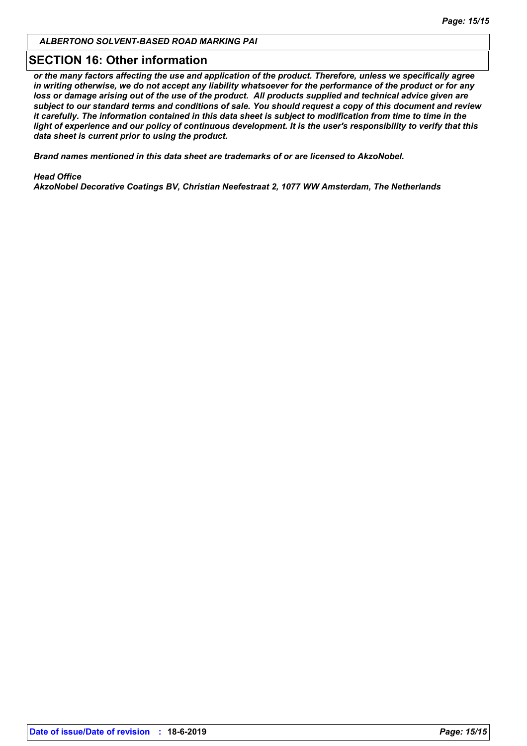## SECTION 16: Other information

***or the many factors affecting the use and application of the product. Therefore, unless we specifically agree in writing otherwise, we do not accept any liability whatsoever for the performance of the product or for any loss or damage arising out of the use of the product.  All products supplied and technical advice given are subject to our standard terms and conditions of sale. You should request a copy of this document and review it carefully. The information contained in this data sheet is subject to modification from time to time in the light of experience and our policy of continuous development. It is the user's responsibility to verify that this data sheet is current prior to using the product.***

***Brand names mentioned in this data sheet are trademarks of or are licensed to AkzoNobel.***

***Head Office***
***AkzoNobel Decorative Coatings BV, Christian Neefestraat 2, 1077 WW Amsterdam, The Netherlands***

**Date of issue/Date of revision : 18-6-2019**